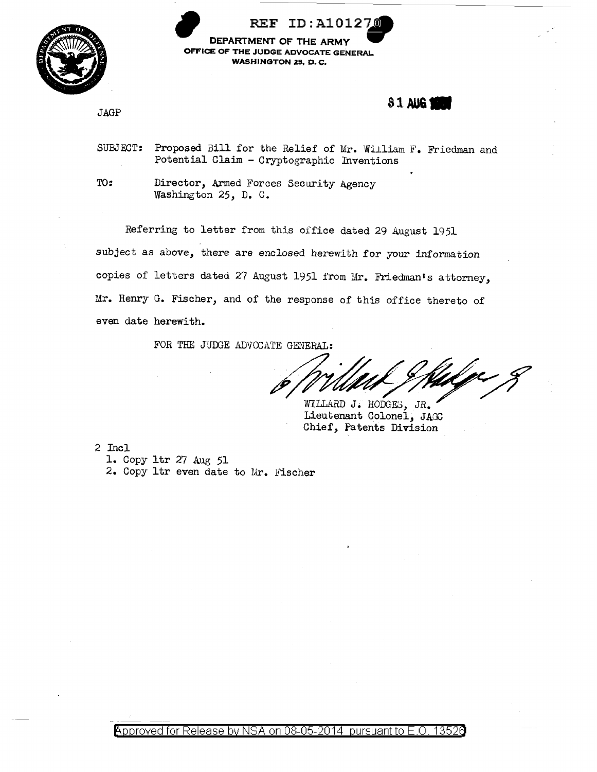REF ID:A10127

**DEPARTMENT OF THE ARMY**
**OFFICE OF THE JUDGE ADVOCATE GENERAL**
**WASHINGTON 25, D. C.**

JAGP

31 AUG 1951

SUBJECT: Proposed Bill for the Relief of Mr. William F. Friedman and Potential Claim - Cryptographic Inventions

TO: Director, Armed Forces Security Agency
Washington 25, D. C.

Referring to letter from this office dated 29 August 1951 subject as above, there are enclosed herewith for your information copies of letters dated 27 August 1951 from Mr. Friedman's attorney, Mr. Henry G. Fischer, and of the response of this office thereto of even date herewith.

FOR THE JUDGE ADVOCATE GENERAL:

WILLARD J. HODGES, JR.
Lieutenant Colonel, JAGC
Chief, Patents Division

2 Incl
1. Copy ltr 27 Aug 51
2. Copy ltr even date to Mr. Fischer

Approved for Release by NSA on 08-05-2014 pursuant to E.O. 13526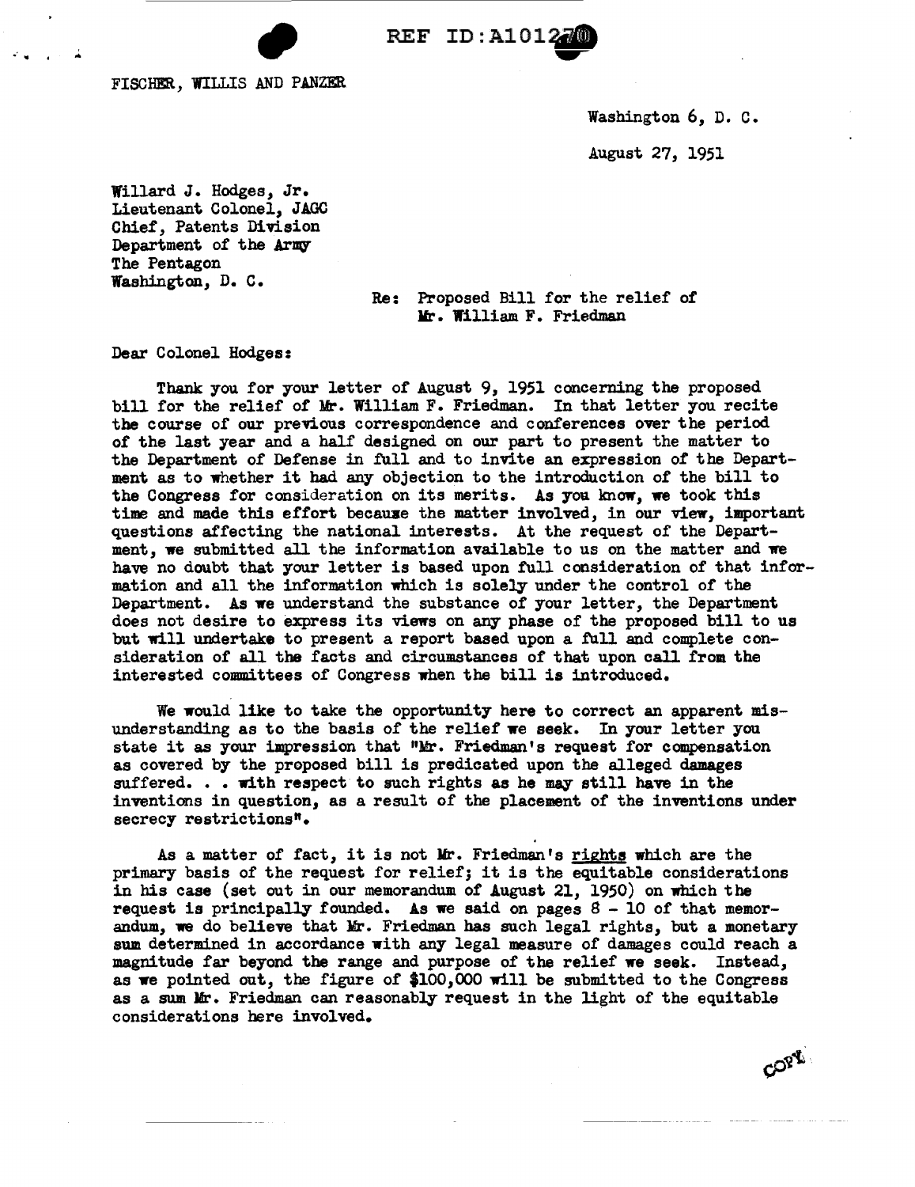REF ID:A101270

FISCHER, WILLIS AND PANZER

Washington 6, D. C.

August 27, 1951

Willard J. Hodges, Jr.
Lieutenant Colonel, JAGC
Chief, Patents Division
Department of the Army
The Pentagon
Washington, D. C.

Re: Proposed Bill for the relief of Mr. William F. Friedman

Dear Colonel Hodges:

Thank you for your letter of August 9, 1951 concerning the proposed bill for the relief of Mr. William F. Friedman. In that letter you recite the course of our previous correspondence and conferences over the period of the last year and a half designed on our part to present the matter to the Department of Defense in full and to invite an expression of the Department as to whether it had any objection to the introduction of the bill to the Congress for consideration on its merits. As you know, we took this time and made this effort because the matter involved, in our view, important questions affecting the national interests. At the request of the Department, we submitted all the information available to us on the matter and we have no doubt that your letter is based upon full consideration of that information and all the information which is solely under the control of the Department. As we understand the substance of your letter, the Department does not desire to express its views on any phase of the proposed bill to us but will undertake to present a report based upon a full and complete consideration of all the facts and circumstances of that upon call from the interested committees of Congress when the bill is introduced.

We would like to take the opportunity here to correct an apparent misunderstanding as to the basis of the relief we seek. In your letter you state it as your impression that "Mr. Friedman's request for compensation as covered by the proposed bill is predicated upon the alleged damages suffered. . . with respect to such rights as he may still have in the inventions in question, as a result of the placement of the inventions under secrecy restrictions".

As a matter of fact, it is not Mr. Friedman's rights which are the primary basis of the request for relief; it is the equitable considerations in his case (set out in our memorandum of August 21, 1950) on which the request is principally founded. As we said on pages 8 - 10 of that memorandum, we do believe that Mr. Friedman has such legal rights, but a monetary sum determined in accordance with any legal measure of damages could reach a magnitude far beyond the range and purpose of the relief we seek. Instead, as we pointed out, the figure of $100,000 will be submitted to the Congress as a sum Mr. Friedman can reasonably request in the light of the equitable considerations here involved.

COPY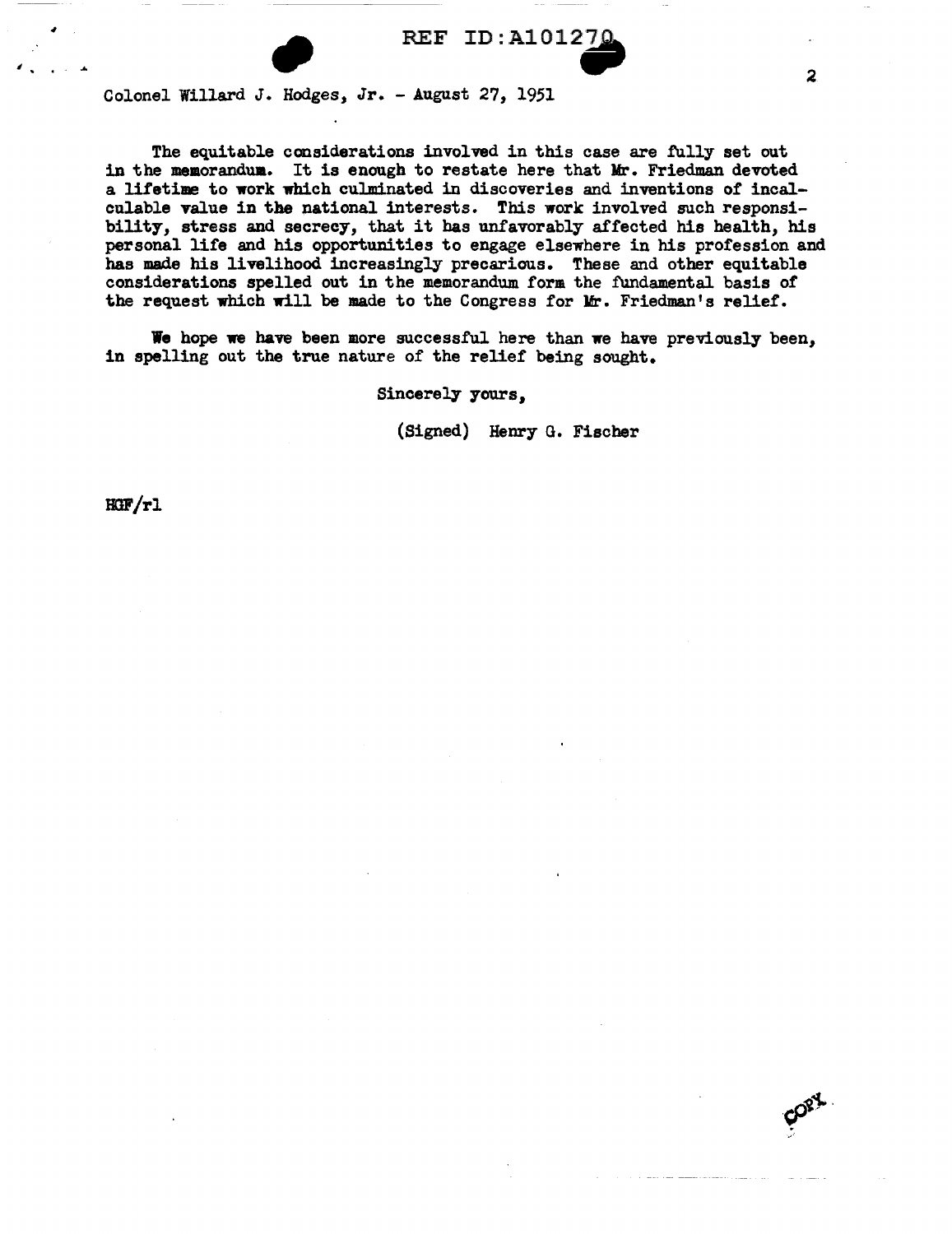Colonel Willard J. Hodges, Jr. - August 27, 1951

The equitable considerations involved in this case are fully set out in the memorandum. It is enough to restate here that Mr. Friedman devoted a lifetime to work which culminated in discoveries and inventions of incalculable value in the national interests. This work involved such responsibility, stress and secrecy, that it has unfavorably affected his health, his personal life and his opportunities to engage elsewhere in his profession and has made his livelihood increasingly precarious. These and other equitable considerations spelled out in the memorandum form the fundamental basis of the request which will be made to the Congress for Mr. Friedman's relief.

We hope we have been more successful here than we have previously been, in spelling out the true nature of the relief being sought.

Sincerely yours,

(Signed) Henry G. Fischer

HGF/rl

COPY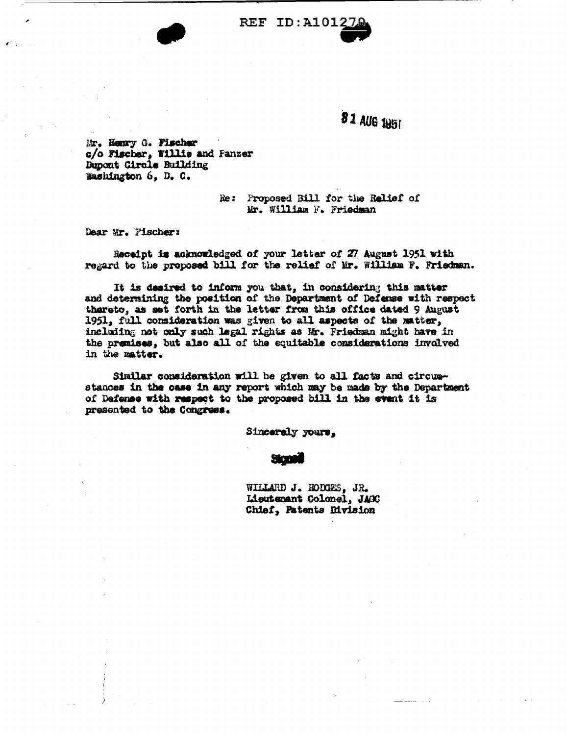REF ID:A101270

31 AUG 1951

Mr. Henry G. Fischer
c/o Fischer, Willis and Panzer
Dupont Circle Building
Washington 6, D. C.

Re: Proposed Bill for the Relief of
Mr. William F. Friedman

Dear Mr. Fischer:

Receipt is acknowledged of your letter of 27 August 1951 with regard to the proposed bill for the relief of Mr. William F. Friedman.

It is desired to inform you that, in considering this matter and determining the position of the Department of Defense with respect thereto, as set forth in the letter from this office dated 9 August 1951, full consideration was given to all aspects of the matter, including not only such legal rights as Mr. Friedman might have in the premises, but also all of the equitable considerations involved in the matter.

Similar consideration will be given to all facts and circumstances in the case in any report which may be made by the Department of Defense with respect to the proposed bill in the event it is presented to the Congress.

Sincerely yours,

Signed

WILLARD J. HODGES, JR.
Lieutenant Colonel, JAGC
Chief, Patents Division